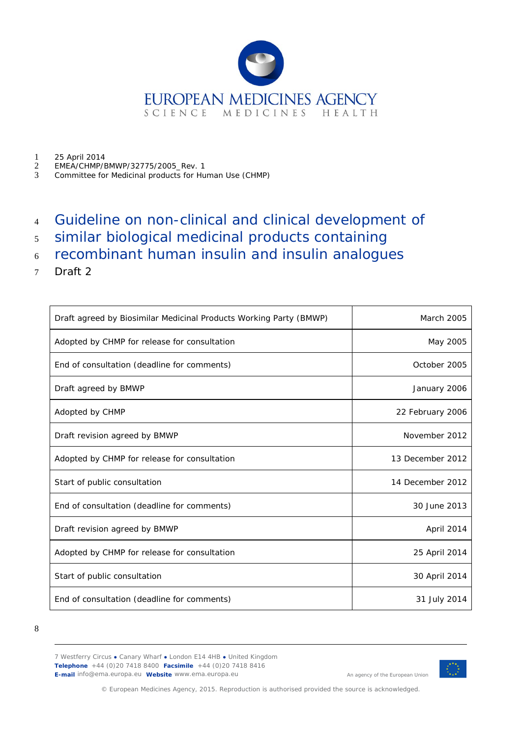EUROPEAN MEDICINES AGENCY
SCIENCE MEDICINES HEALTH

25 April 2014
EMEA/CHMP/BMWP/32775/2005_Rev. 1
Committee for Medicinal products for Human Use (CHMP)

# Guideline on non-clinical and clinical development of similar biological medicinal products containing recombinant human insulin and insulin analogues

Draft 2

| | |
|---|---|
| Draft agreed by Biosimilar Medicinal Products Working Party (BMWP) | March 2005 |
| Adopted by CHMP for release for consultation | May 2005 |
| End of consultation (deadline for comments) | October 2005 |
| Draft agreed by BMWP | January 2006 |
| Adopted by CHMP | 22 February 2006 |
| Draft revision agreed by BMWP | November 2012 |
| Adopted by CHMP for release for consultation | 13 December 2012 |
| Start of public consultation | 14 December 2012 |
| End of consultation (deadline for comments) | 30 June 2013 |
| Draft revision agreed by BMWP | April 2014 |
| Adopted by CHMP for release for consultation | 25 April 2014 |
| Start of public consultation | 30 April 2014 |
| End of consultation (deadline for comments) | 31 July 2014 |

7 Westferry Circus ● Canary Wharf ● London E14 4HB ● United Kingdom
**Telephone** +44 (0)20 7418 8400 **Facsimile** +44 (0)20 7418 8416
**E-mail** info@ema.europa.eu **Website** www.ema.europa.eu

An agency of the European Union

© European Medicines Agency, 2015. Reproduction is authorised provided the source is acknowledged.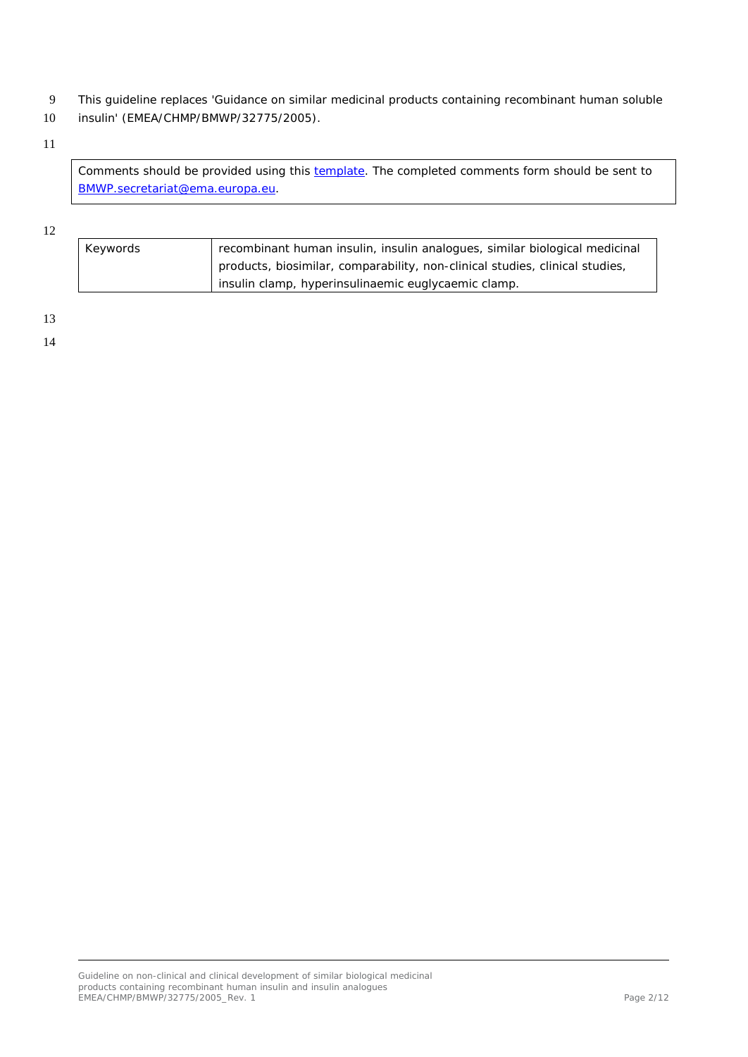This guideline replaces 'Guidance on similar medicinal products containing recombinant human soluble insulin' (EMEA/CHMP/BMWP/32775/2005).

Comments should be provided using this template. The completed comments form should be sent to BMWP.secretariat@ema.europa.eu.

| Keywords | recombinant human insulin, insulin analogues, similar biological medicinal products, biosimilar, comparability, non-clinical studies, clinical studies, insulin clamp, hyperinsulinaemic euglycaemic clamp. |
|---|---|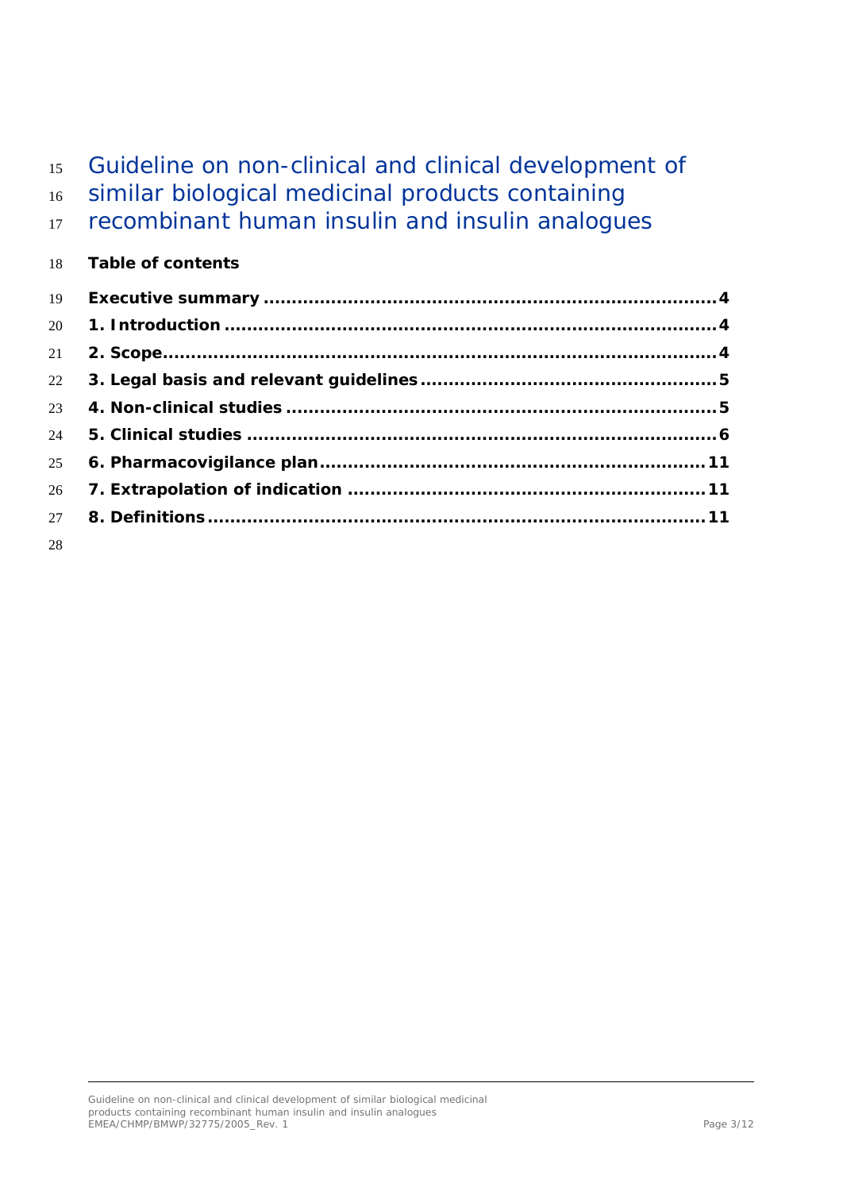# Guideline on non-clinical and clinical development of similar biological medicinal products containing recombinant human insulin and insulin analogues

**Table of contents**

**Executive summary ............................................................................ 4**

**1. Introduction ................................................................................... 4**

**2. Scope.............................................................................................. 4**

**3. Legal basis and relevant guidelines ................................................. 5**

**4. Non-clinical studies ......................................................................... 5**

**5. Clinical studies ................................................................................ 6**

**6. Pharmacovigilance plan.................................................................. 11**

**7. Extrapolation of indication ............................................................. 11**

**8. Definitions..................................................................................... 11**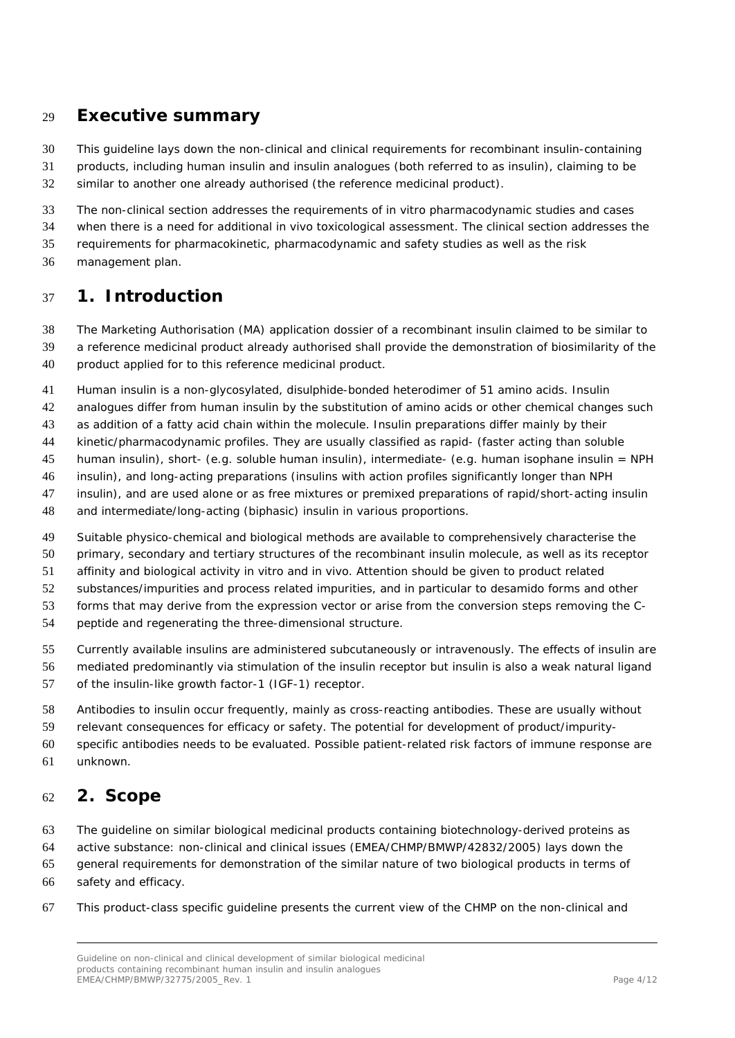# Executive summary

This guideline lays down the non-clinical and clinical requirements for recombinant insulin-containing products, including human insulin and insulin analogues (both referred to as insulin), claiming to be similar to another one already authorised (the reference medicinal product).

The non-clinical section addresses the requirements of in vitro pharmacodynamic studies and cases when there is a need for additional in vivo toxicological assessment. The clinical section addresses the requirements for pharmacokinetic, pharmacodynamic and safety studies as well as the risk management plan.

# 1. Introduction

The Marketing Authorisation (MA) application dossier of a recombinant insulin claimed to be similar to a reference medicinal product already authorised shall provide the demonstration of biosimilarity of the product applied for to this reference medicinal product.

Human insulin is a non-glycosylated, disulphide-bonded heterodimer of 51 amino acids. Insulin analogues differ from human insulin by the substitution of amino acids or other chemical changes such as addition of a fatty acid chain within the molecule. Insulin preparations differ mainly by their kinetic/pharmacodynamic profiles. They are usually classified as rapid- (faster acting than soluble human insulin), short- (e.g. soluble human insulin), intermediate- (e.g. human isophane insulin = NPH insulin), and long-acting preparations (insulins with action profiles significantly longer than NPH insulin), and are used alone or as free mixtures or premixed preparations of rapid/short-acting insulin and intermediate/long-acting (biphasic) insulin in various proportions.

Suitable physico-chemical and biological methods are available to comprehensively characterise the primary, secondary and tertiary structures of the recombinant insulin molecule, as well as its receptor affinity and biological activity in vitro and in vivo. Attention should be given to product related substances/impurities and process related impurities, and in particular to desamido forms and other forms that may derive from the expression vector or arise from the conversion steps removing the C-peptide and regenerating the three-dimensional structure.

Currently available insulins are administered subcutaneously or intravenously. The effects of insulin are mediated predominantly via stimulation of the insulin receptor but insulin is also a weak natural ligand of the insulin-like growth factor-1 (IGF-1) receptor.

Antibodies to insulin occur frequently, mainly as cross-reacting antibodies. These are usually without relevant consequences for efficacy or safety. The potential for development of product/impurity-specific antibodies needs to be evaluated. Possible patient-related risk factors of immune response are unknown.

# 2. Scope

The guideline on similar biological medicinal products containing biotechnology-derived proteins as active substance: non-clinical and clinical issues (EMEA/CHMP/BMWP/42832/2005) lays down the general requirements for demonstration of the similar nature of two biological products in terms of safety and efficacy.

This product-class specific guideline presents the current view of the CHMP on the non-clinical and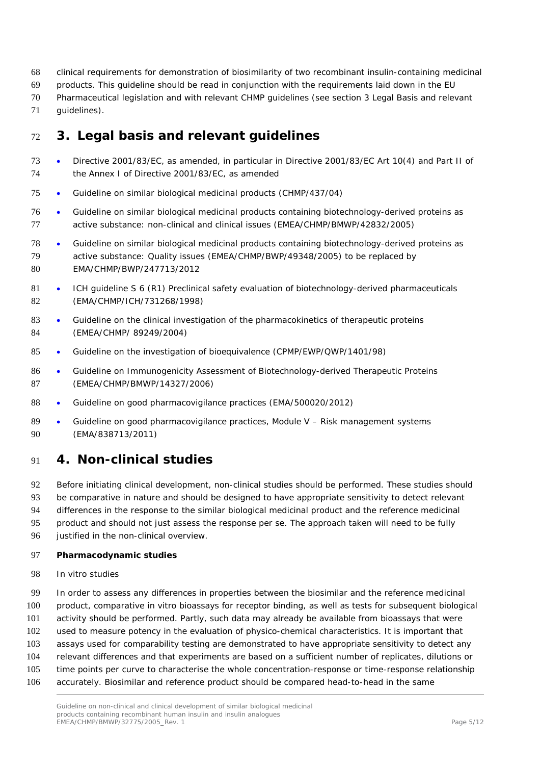clinical requirements for demonstration of biosimilarity of two recombinant insulin-containing medicinal products. This guideline should be read in conjunction with the requirements laid down in the EU Pharmaceutical legislation and with relevant CHMP guidelines (see section 3 Legal Basis and relevant guidelines).

# 3. Legal basis and relevant guidelines

- Directive 2001/83/EC, as amended, in particular in Directive 2001/83/EC Art 10(4) and Part II of the Annex I of Directive 2001/83/EC, as amended
- Guideline on similar biological medicinal products (CHMP/437/04)
- Guideline on similar biological medicinal products containing biotechnology-derived proteins as active substance: non-clinical and clinical issues (EMEA/CHMP/BMWP/42832/2005)
- Guideline on similar biological medicinal products containing biotechnology-derived proteins as active substance: Quality issues (EMEA/CHMP/BWP/49348/2005) to be replaced by EMA/CHMP/BWP/247713/2012
- ICH guideline S 6 (R1) Preclinical safety evaluation of biotechnology-derived pharmaceuticals (EMA/CHMP/ICH/731268/1998)
- Guideline on the clinical investigation of the pharmacokinetics of therapeutic proteins (EMEA/CHMP/ 89249/2004)
- Guideline on the investigation of bioequivalence (CPMP/EWP/QWP/1401/98)
- Guideline on Immunogenicity Assessment of Biotechnology-derived Therapeutic Proteins (EMEA/CHMP/BMWP/14327/2006)
- Guideline on good pharmacovigilance practices (EMA/500020/2012)
- Guideline on good pharmacovigilance practices, Module V – Risk management systems (EMA/838713/2011)

# 4. Non-clinical studies

Before initiating clinical development, non-clinical studies should be performed. These studies should be comparative in nature and should be designed to have appropriate sensitivity to detect relevant differences in the response to the similar biological medicinal product and the reference medicinal product and should not just assess the response per se. The approach taken will need to be fully justified in the non-clinical overview.

**Pharmacodynamic studies**

*In vitro studies*

In order to assess any differences in properties between the biosimilar and the reference medicinal product, comparative in vitro bioassays for receptor binding, as well as tests for subsequent biological activity should be performed. Partly, such data may already be available from bioassays that were used to measure potency in the evaluation of physico-chemical characteristics. It is important that assays used for comparability testing are demonstrated to have appropriate sensitivity to detect any relevant differences and that experiments are based on a sufficient number of replicates, dilutions or time points per curve to characterise the whole concentration-response or time-response relationship accurately. Biosimilar and reference product should be compared head-to-head in the same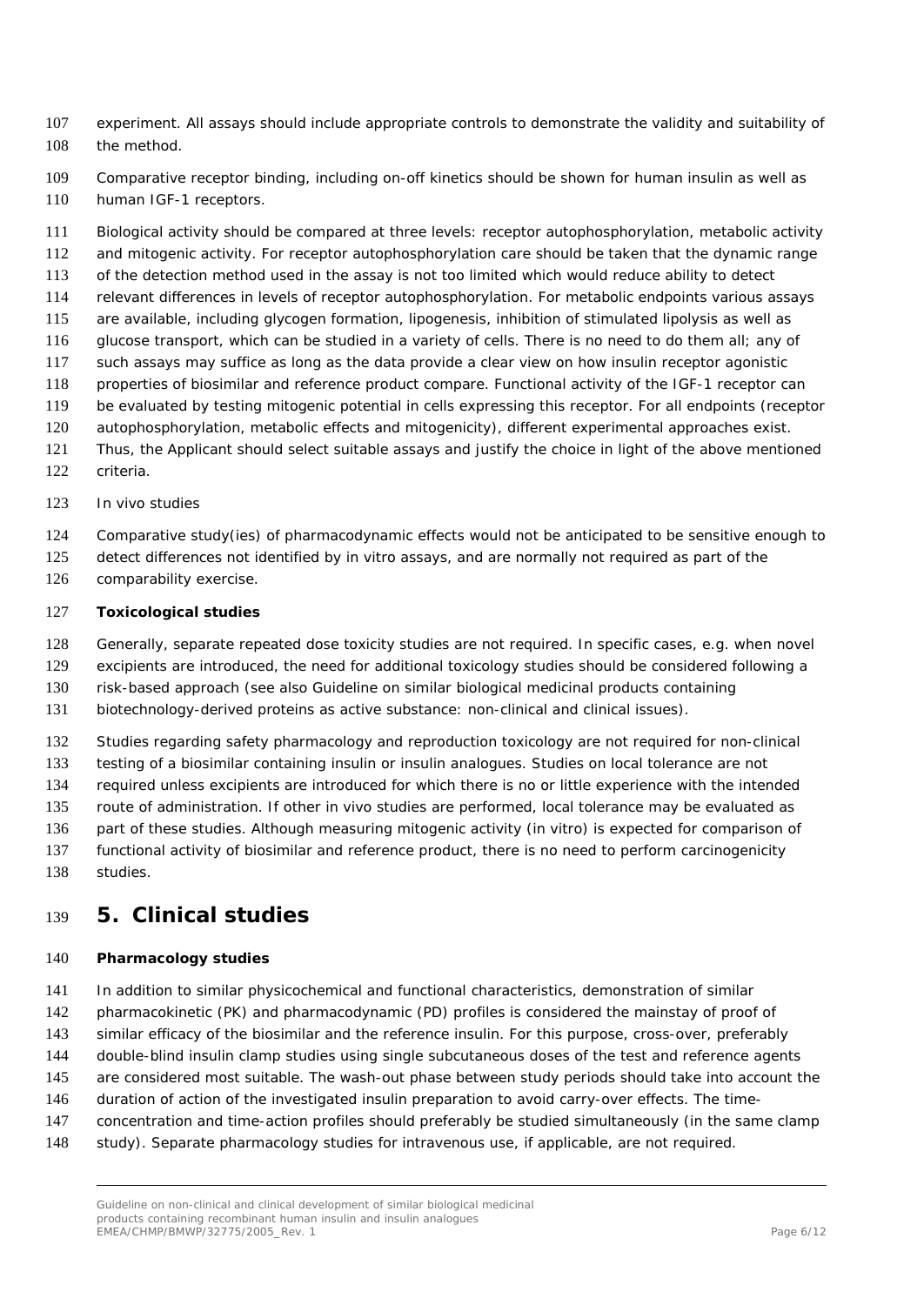experiment. All assays should include appropriate controls to demonstrate the validity and suitability of the method.

Comparative receptor binding, including on-off kinetics should be shown for human insulin as well as human IGF-1 receptors.

Biological activity should be compared at three levels: receptor autophosphorylation, metabolic activity and mitogenic activity. For receptor autophosphorylation care should be taken that the dynamic range of the detection method used in the assay is not too limited which would reduce ability to detect relevant differences in levels of receptor autophosphorylation. For metabolic endpoints various assays are available, including glycogen formation, lipogenesis, inhibition of stimulated lipolysis as well as glucose transport, which can be studied in a variety of cells. There is no need to do them all; any of such assays may suffice as long as the data provide a clear view on how insulin receptor agonistic properties of biosimilar and reference product compare. Functional activity of the IGF-1 receptor can be evaluated by testing mitogenic potential in cells expressing this receptor. For all endpoints (receptor autophosphorylation, metabolic effects and mitogenicity), different experimental approaches exist. Thus, the Applicant should select suitable assays and justify the choice in light of the above mentioned criteria.

*In vivo studies*

Comparative study(ies) of pharmacodynamic effects would not be anticipated to be sensitive enough to detect differences not identified by in vitro assays, and are normally not required as part of the comparability exercise.

**Toxicological studies**

Generally, separate repeated dose toxicity studies are not required. In specific cases, e.g. when novel excipients are introduced, the need for additional toxicology studies should be considered following a risk-based approach (see also Guideline on similar biological medicinal products containing biotechnology-derived proteins as active substance: non-clinical and clinical issues).

Studies regarding safety pharmacology and reproduction toxicology are not required for non-clinical testing of a biosimilar containing insulin or insulin analogues. Studies on local tolerance are not required unless excipients are introduced for which there is no or little experience with the intended route of administration. If other in vivo studies are performed, local tolerance may be evaluated as part of these studies. Although measuring mitogenic activity (in vitro) is expected for comparison of functional activity of biosimilar and reference product, there is no need to perform carcinogenicity studies.

# 5. Clinical studies

**Pharmacology studies**

In addition to similar physicochemical and functional characteristics, demonstration of similar pharmacokinetic (PK) and pharmacodynamic (PD) profiles is considered the mainstay of proof of similar efficacy of the biosimilar and the reference insulin. For this purpose, cross-over, preferably double-blind insulin clamp studies using single subcutaneous doses of the test and reference agents are considered most suitable. The wash-out phase between study periods should take into account the duration of action of the investigated insulin preparation to avoid carry-over effects. The time-concentration and time-action profiles should preferably be studied simultaneously (in the same clamp study). Separate pharmacology studies for intravenous use, if applicable, are not required.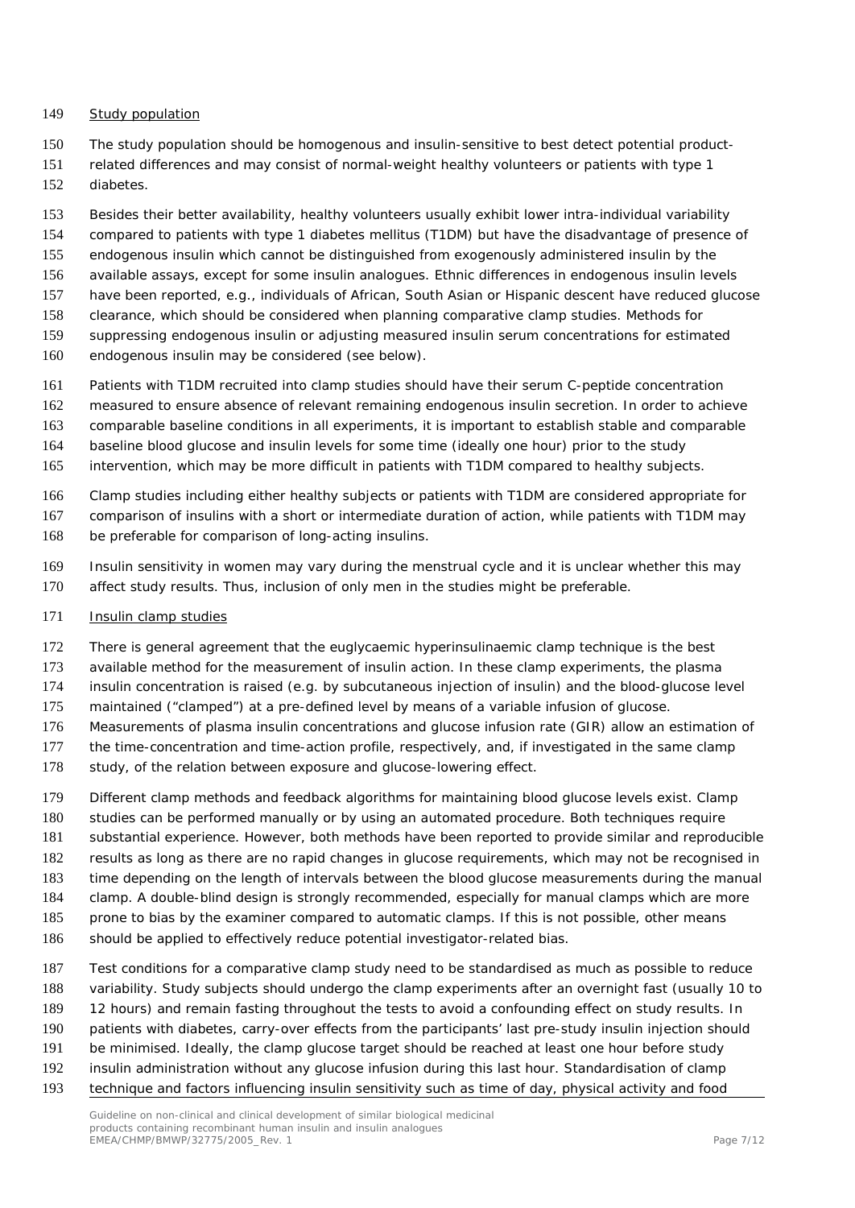Study population

The study population should be homogenous and insulin-sensitive to best detect potential product-related differences and may consist of normal-weight healthy volunteers or patients with type 1 diabetes.

Besides their better availability, healthy volunteers usually exhibit lower intra-individual variability compared to patients with type 1 diabetes mellitus (T1DM) but have the disadvantage of presence of endogenous insulin which cannot be distinguished from exogenously administered insulin by the available assays, except for some insulin analogues. Ethnic differences in endogenous insulin levels have been reported, e.g., individuals of African, South Asian or Hispanic descent have reduced glucose clearance, which should be considered when planning comparative clamp studies. Methods for suppressing endogenous insulin or adjusting measured insulin serum concentrations for estimated endogenous insulin may be considered (see below).

Patients with T1DM recruited into clamp studies should have their serum C-peptide concentration measured to ensure absence of relevant remaining endogenous insulin secretion. In order to achieve comparable baseline conditions in all experiments, it is important to establish stable and comparable baseline blood glucose and insulin levels for some time (ideally one hour) prior to the study intervention, which may be more difficult in patients with T1DM compared to healthy subjects.

Clamp studies including either healthy subjects or patients with T1DM are considered appropriate for comparison of insulins with a short or intermediate duration of action, while patients with T1DM may be preferable for comparison of long-acting insulins.

Insulin sensitivity in women may vary during the menstrual cycle and it is unclear whether this may affect study results. Thus, inclusion of only men in the studies might be preferable.

Insulin clamp studies

There is general agreement that the euglycaemic hyperinsulinaemic clamp technique is the best available method for the measurement of insulin action. In these clamp experiments, the plasma insulin concentration is raised (e.g. by subcutaneous injection of insulin) and the blood-glucose level maintained ("clamped") at a pre-defined level by means of a variable infusion of glucose. Measurements of plasma insulin concentrations and glucose infusion rate (GIR) allow an estimation of the time-concentration and time-action profile, respectively, and, if investigated in the same clamp study, of the relation between exposure and glucose-lowering effect.

Different clamp methods and feedback algorithms for maintaining blood glucose levels exist. Clamp studies can be performed manually or by using an automated procedure. Both techniques require substantial experience. However, both methods have been reported to provide similar and reproducible results as long as there are no rapid changes in glucose requirements, which may not be recognised in time depending on the length of intervals between the blood glucose measurements during the manual clamp. A double-blind design is strongly recommended, especially for manual clamps which are more prone to bias by the examiner compared to automatic clamps. If this is not possible, other means should be applied to effectively reduce potential investigator-related bias.

Test conditions for a comparative clamp study need to be standardised as much as possible to reduce variability. Study subjects should undergo the clamp experiments after an overnight fast (usually 10 to 12 hours) and remain fasting throughout the tests to avoid a confounding effect on study results. In patients with diabetes, carry-over effects from the participants' last pre-study insulin injection should be minimised. Ideally, the clamp glucose target should be reached at least one hour before study insulin administration without any glucose infusion during this last hour. Standardisation of clamp technique and factors influencing insulin sensitivity such as time of day, physical activity and food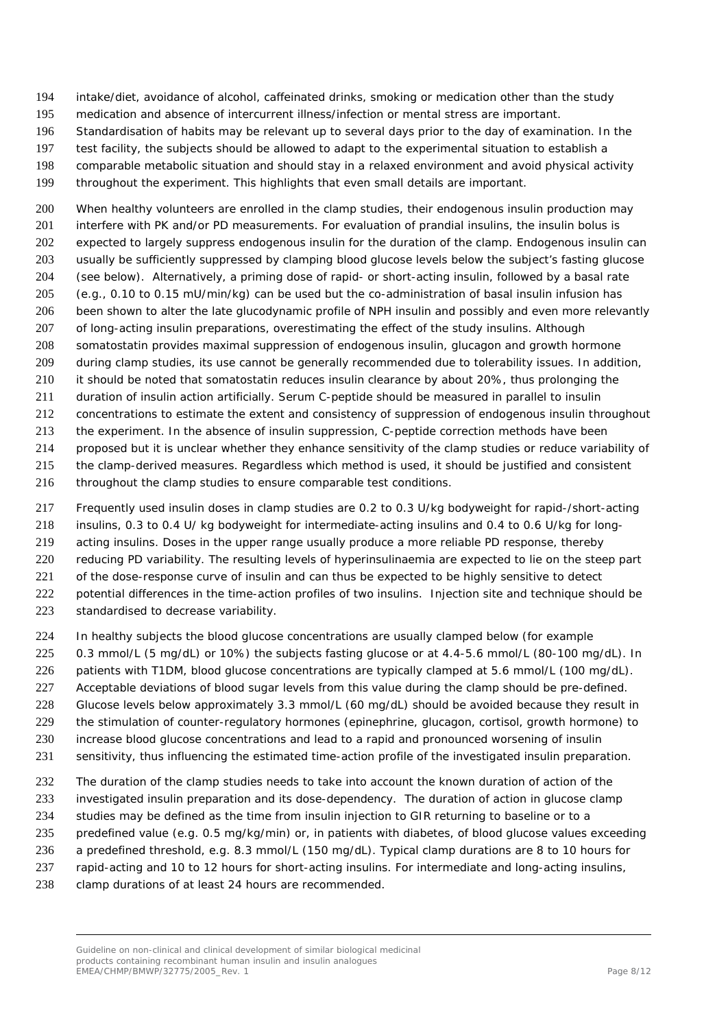intake/diet, avoidance of alcohol, caffeinated drinks, smoking or medication other than the study medication and absence of intercurrent illness/infection or mental stress are important. Standardisation of habits may be relevant up to several days prior to the day of examination. In the test facility, the subjects should be allowed to adapt to the experimental situation to establish a comparable metabolic situation and should stay in a relaxed environment and avoid physical activity throughout the experiment. This highlights that even small details are important.

When healthy volunteers are enrolled in the clamp studies, their endogenous insulin production may interfere with PK and/or PD measurements. For evaluation of prandial insulins, the insulin bolus is expected to largely suppress endogenous insulin for the duration of the clamp. Endogenous insulin can usually be sufficiently suppressed by clamping blood glucose levels below the subject's fasting glucose (see below). Alternatively, a priming dose of rapid- or short-acting insulin, followed by a basal rate (e.g., 0.10 to 0.15 mU/min/kg) can be used but the co-administration of basal insulin infusion has been shown to alter the late glucodynamic profile of NPH insulin and possibly and even more relevantly of long-acting insulin preparations, overestimating the effect of the study insulins. Although somatostatin provides maximal suppression of endogenous insulin, glucagon and growth hormone during clamp studies, its use cannot be generally recommended due to tolerability issues. In addition, it should be noted that somatostatin reduces insulin clearance by about 20%, thus prolonging the duration of insulin action artificially. Serum C-peptide should be measured in parallel to insulin concentrations to estimate the extent and consistency of suppression of endogenous insulin throughout the experiment. In the absence of insulin suppression, C-peptide correction methods have been proposed but it is unclear whether they enhance sensitivity of the clamp studies or reduce variability of the clamp-derived measures. Regardless which method is used, it should be justified and consistent throughout the clamp studies to ensure comparable test conditions.

Frequently used insulin doses in clamp studies are 0.2 to 0.3 U/kg bodyweight for rapid-/short-acting insulins, 0.3 to 0.4 U/ kg bodyweight for intermediate-acting insulins and 0.4 to 0.6 U/kg for long-acting insulins. Doses in the upper range usually produce a more reliable PD response, thereby reducing PD variability. The resulting levels of hyperinsulinaemia are expected to lie on the steep part of the dose-response curve of insulin and can thus be expected to be highly sensitive to detect potential differences in the time-action profiles of two insulins. Injection site and technique should be standardised to decrease variability.

In healthy subjects the blood glucose concentrations are usually clamped below (for example 0.3 mmol/L (5 mg/dL) or 10%) the subjects fasting glucose or at 4.4-5.6 mmol/L (80-100 mg/dL). In patients with T1DM, blood glucose concentrations are typically clamped at 5.6 mmol/L (100 mg/dL). Acceptable deviations of blood sugar levels from this value during the clamp should be pre-defined. Glucose levels below approximately 3.3 mmol/L (60 mg/dL) should be avoided because they result in the stimulation of counter-regulatory hormones (epinephrine, glucagon, cortisol, growth hormone) to increase blood glucose concentrations and lead to a rapid and pronounced worsening of insulin sensitivity, thus influencing the estimated time-action profile of the investigated insulin preparation.

The duration of the clamp studies needs to take into account the known duration of action of the investigated insulin preparation and its dose-dependency. The duration of action in glucose clamp studies may be defined as the time from insulin injection to GIR returning to baseline or to a predefined value (e.g. 0.5 mg/kg/min) or, in patients with diabetes, of blood glucose values exceeding a predefined threshold, e.g. 8.3 mmol/L (150 mg/dL). Typical clamp durations are 8 to 10 hours for rapid-acting and 10 to 12 hours for short-acting insulins. For intermediate and long-acting insulins, clamp durations of at least 24 hours are recommended.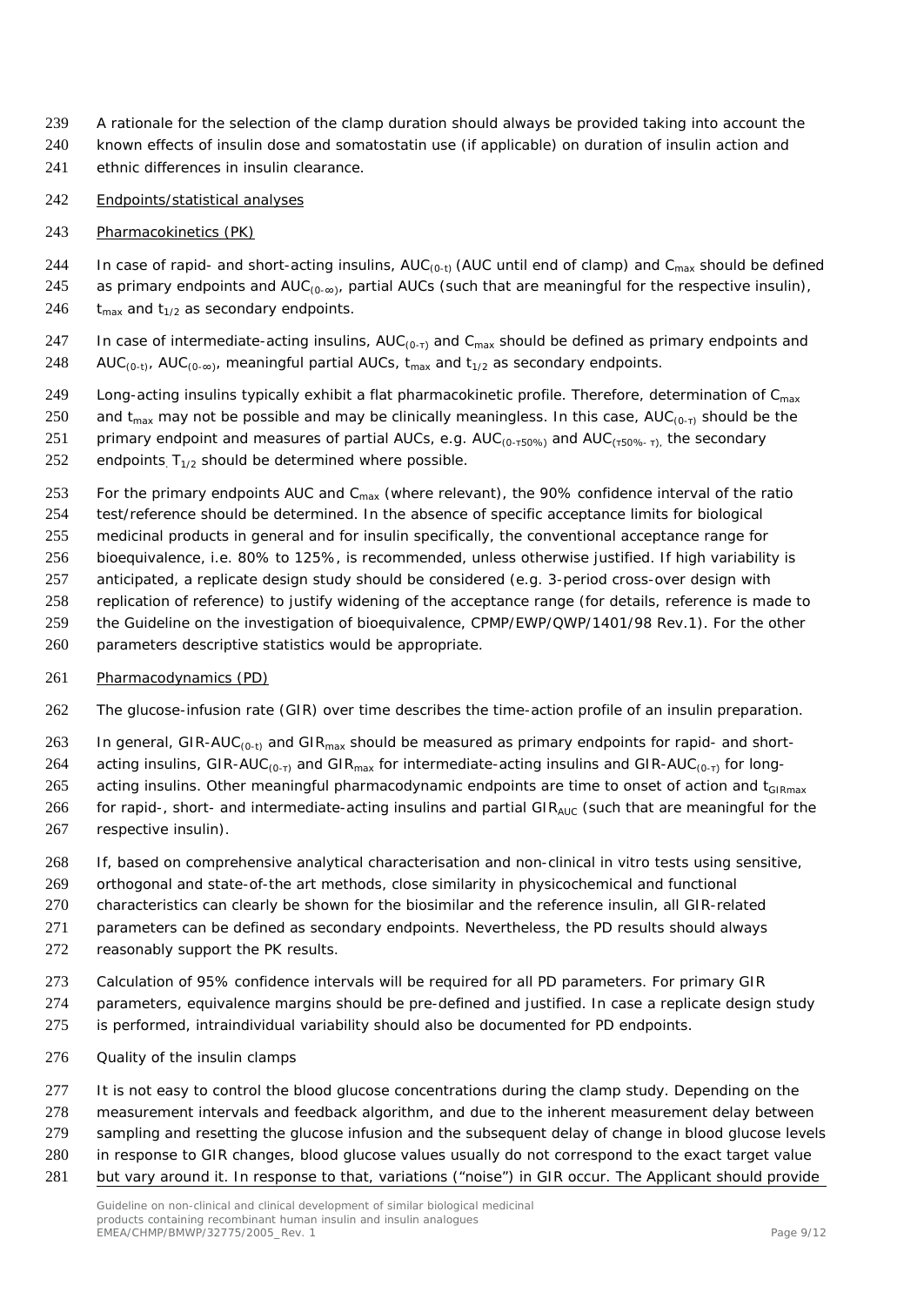A rationale for the selection of the clamp duration should always be provided taking into account the known effects of insulin dose and somatostatin use (if applicable) on duration of insulin action and ethnic differences in insulin clearance.

Endpoints/statistical analyses

Pharmacokinetics (PK)

In case of rapid- and short-acting insulins, $AUC_{(0-t)}$ (AUC until end of clamp) and $C_{max}$ should be defined as primary endpoints and $AUC_{(0-\infty)}$, partial AUCs (such that are meaningful for the respective insulin), $t_{max}$ and $t_{1/2}$ as secondary endpoints.

In case of intermediate-acting insulins, $AUC_{(0-\tau)}$ and $C_{max}$ should be defined as primary endpoints and $AUC_{(0-t)}$, $AUC_{(0-\infty)}$, meaningful partial AUCs, $t_{max}$ and $t_{1/2}$ as secondary endpoints.

Long-acting insulins typically exhibit a flat pharmacokinetic profile. Therefore, determination of $C_{max}$ and $t_{max}$ may not be possible and may be clinically meaningless. In this case, $AUC_{(0-\tau)}$ should be the primary endpoint and measures of partial AUCs, e.g. $AUC_{(0-\tau 50\%)}$ and $AUC_{(\tau 50\%-\tau)}$, the secondary endpoints. $T_{1/2}$ should be determined where possible.

For the primary endpoints AUC and $C_{max}$ (where relevant), the 90% confidence interval of the ratio test/reference should be determined. In the absence of specific acceptance limits for biological medicinal products in general and for insulin specifically, the conventional acceptance range for bioequivalence, i.e. 80% to 125%, is recommended, unless otherwise justified. If high variability is anticipated, a replicate design study should be considered (e.g. 3-period cross-over design with replication of reference) to justify widening of the acceptance range (for details, reference is made to the Guideline on the investigation of bioequivalence, CPMP/EWP/QWP/1401/98 Rev.1). For the other parameters descriptive statistics would be appropriate.

Pharmacodynamics (PD)

The glucose-infusion rate (GIR) over time describes the time-action profile of an insulin preparation.

In general, $GIR\text{-}AUC_{(0-t)}$ and $GIR_{max}$ should be measured as primary endpoints for rapid- and short-acting insulins, $GIR\text{-}AUC_{(0-\tau)}$ and $GIR_{max}$ for intermediate-acting insulins and $GIR\text{-}AUC_{(0-\tau)}$ for long-acting insulins. Other meaningful pharmacodynamic endpoints are time to onset of action and $t_{GIRmax}$ for rapid-, short- and intermediate-acting insulins and partial $GIR_{AUC}$ (such that are meaningful for the respective insulin).

If, based on comprehensive analytical characterisation and non-clinical in vitro tests using sensitive, orthogonal and state-of-the art methods, close similarity in physicochemical and functional characteristics can clearly be shown for the biosimilar and the reference insulin, all GIR-related parameters can be defined as secondary endpoints. Nevertheless, the PD results should always reasonably support the PK results.

Calculation of 95% confidence intervals will be required for all PD parameters. For primary GIR parameters, equivalence margins should be pre-defined and justified. In case a replicate design study is performed, intraindividual variability should also be documented for PD endpoints.

Quality of the insulin clamps

It is not easy to control the blood glucose concentrations during the clamp study. Depending on the measurement intervals and feedback algorithm, and due to the inherent measurement delay between sampling and resetting the glucose infusion and the subsequent delay of change in blood glucose levels in response to GIR changes, blood glucose values usually do not correspond to the exact target value but vary around it. In response to that, variations ("noise") in GIR occur. The Applicant should provide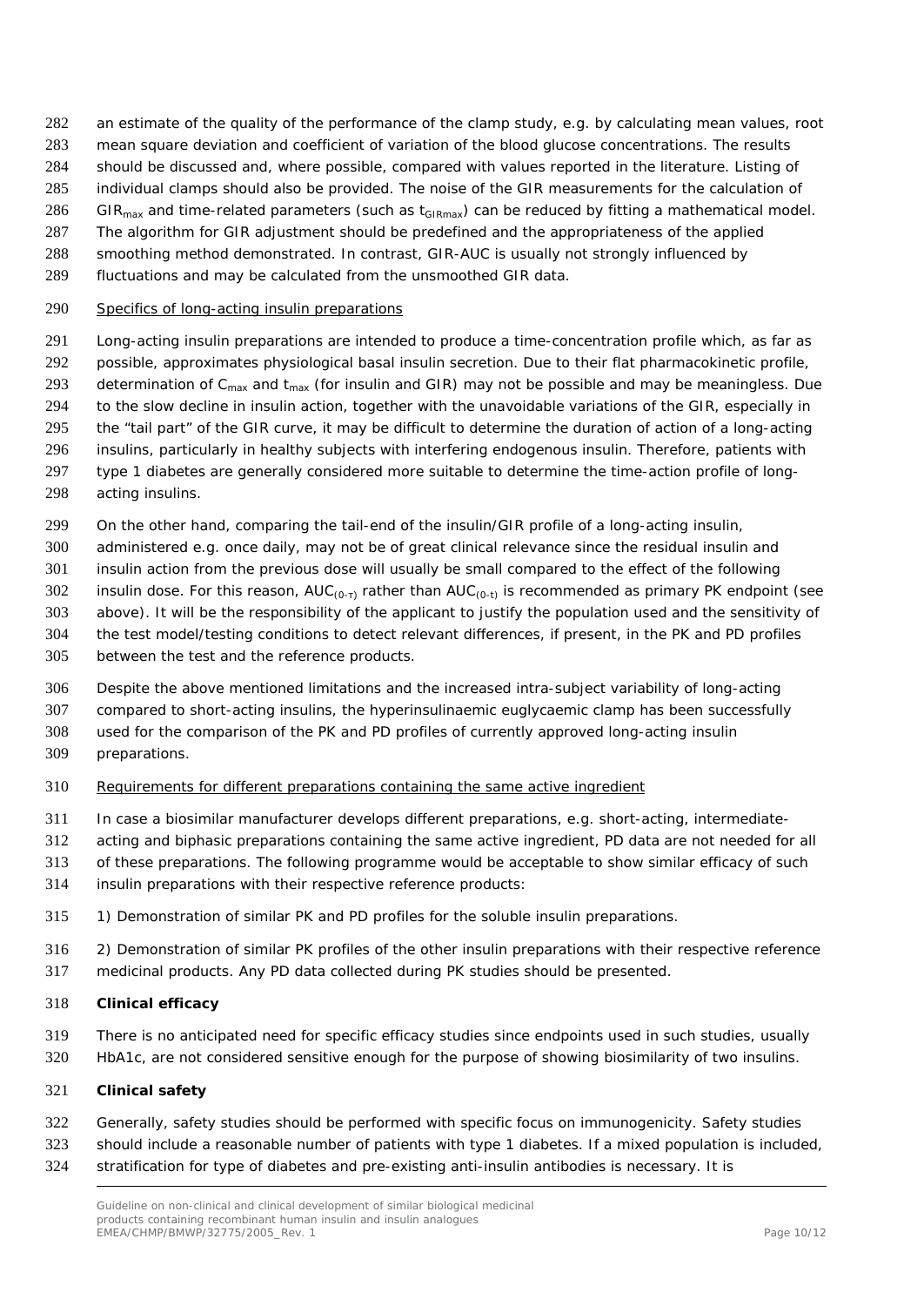an estimate of the quality of the performance of the clamp study, e.g. by calculating mean values, root mean square deviation and coefficient of variation of the blood glucose concentrations. The results should be discussed and, where possible, compared with values reported in the literature. Listing of individual clamps should also be provided. The noise of the GIR measurements for the calculation of $GIR_{max}$ and time-related parameters (such as $t_{GIRmax}$) can be reduced by fitting a mathematical model. The algorithm for GIR adjustment should be predefined and the appropriateness of the applied smoothing method demonstrated. In contrast, GIR-AUC is usually not strongly influenced by fluctuations and may be calculated from the unsmoothed GIR data.

Specifics of long-acting insulin preparations

Long-acting insulin preparations are intended to produce a time-concentration profile which, as far as possible, approximates physiological basal insulin secretion. Due to their flat pharmacokinetic profile, determination of $C_{max}$ and $t_{max}$ (for insulin and GIR) may not be possible and may be meaningless. Due to the slow decline in insulin action, together with the unavoidable variations of the GIR, especially in the "tail part" of the GIR curve, it may be difficult to determine the duration of action of a long-acting insulins, particularly in healthy subjects with interfering endogenous insulin. Therefore, patients with type 1 diabetes are generally considered more suitable to determine the time-action profile of long-acting insulins.

On the other hand, comparing the tail-end of the insulin/GIR profile of a long-acting insulin, administered e.g. once daily, may not be of great clinical relevance since the residual insulin and insulin action from the previous dose will usually be small compared to the effect of the following insulin dose. For this reason, $AUC_{(0-\tau)}$ rather than $AUC_{(0-t)}$ is recommended as primary PK endpoint (see above). It will be the responsibility of the applicant to justify the population used and the sensitivity of the test model/testing conditions to detect relevant differences, if present, in the PK and PD profiles between the test and the reference products.

Despite the above mentioned limitations and the increased intra-subject variability of long-acting compared to short-acting insulins, the hyperinsulinaemic euglycaemic clamp has been successfully used for the comparison of the PK and PD profiles of currently approved long-acting insulin preparations.

Requirements for different preparations containing the same active ingredient

In case a biosimilar manufacturer develops different preparations, e.g. short-acting, intermediate-acting and biphasic preparations containing the same active ingredient, PD data are not needed for all of these preparations. The following programme would be acceptable to show similar efficacy of such insulin preparations with their respective reference products:

1) Demonstration of similar PK and PD profiles for the soluble insulin preparations.

2) Demonstration of similar PK profiles of the other insulin preparations with their respective reference medicinal products. Any PD data collected during PK studies should be presented.

**Clinical efficacy**

There is no anticipated need for specific efficacy studies since endpoints used in such studies, usually HbA1c, are not considered sensitive enough for the purpose of showing biosimilarity of two insulins.

**Clinical safety**

Generally, safety studies should be performed with specific focus on immunogenicity. Safety studies should include a reasonable number of patients with type 1 diabetes. If a mixed population is included, stratification for type of diabetes and pre-existing anti-insulin antibodies is necessary. It is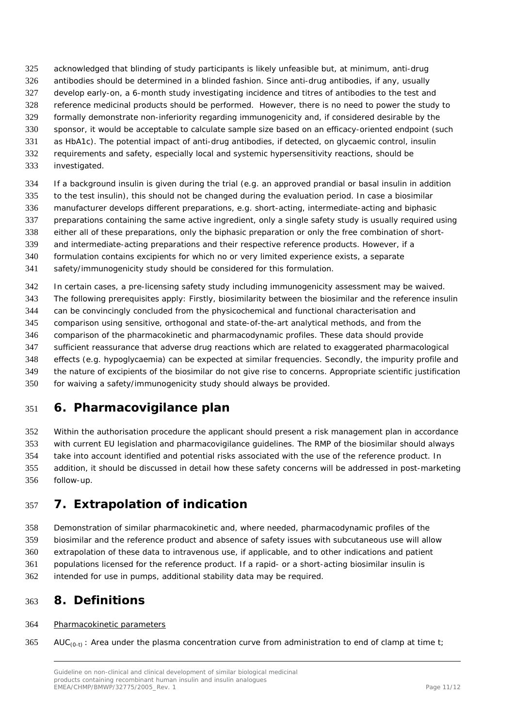acknowledged that blinding of study participants is likely unfeasible but, at minimum, anti-drug antibodies should be determined in a blinded fashion. Since anti-drug antibodies, if any, usually develop early-on, a 6-month study investigating incidence and titres of antibodies to the test and reference medicinal products should be performed. However, there is no need to power the study to formally demonstrate non-inferiority regarding immunogenicity and, if considered desirable by the sponsor, it would be acceptable to calculate sample size based on an efficacy-oriented endpoint (such as HbA1c). The potential impact of anti-drug antibodies, if detected, on glycaemic control, insulin requirements and safety, especially local and systemic hypersensitivity reactions, should be investigated.

If a background insulin is given during the trial (e.g. an approved prandial or basal insulin in addition to the test insulin), this should not be changed during the evaluation period. In case a biosimilar manufacturer develops different preparations, e.g. short-acting, intermediate-acting and biphasic preparations containing the same active ingredient, only a single safety study is usually required using either all of these preparations, only the biphasic preparation or only the free combination of short- and intermediate-acting preparations and their respective reference products. However, if a formulation contains excipients for which no or very limited experience exists, a separate safety/immunogenicity study should be considered for this formulation.

In certain cases, a pre-licensing safety study including immunogenicity assessment may be waived. The following prerequisites apply: Firstly, biosimilarity between the biosimilar and the reference insulin can be convincingly concluded from the physicochemical and functional characterisation and comparison using sensitive, orthogonal and state-of-the-art analytical methods, and from the comparison of the pharmacokinetic and pharmacodynamic profiles. These data should provide sufficient reassurance that adverse drug reactions which are related to exaggerated pharmacological effects (e.g. hypoglycaemia) can be expected at similar frequencies. Secondly, the impurity profile and the nature of excipients of the biosimilar do not give rise to concerns. Appropriate scientific justification for waiving a safety/immunogenicity study should always be provided.

# 6. Pharmacovigilance plan

Within the authorisation procedure the applicant should present a risk management plan in accordance with current EU legislation and pharmacovigilance guidelines. The RMP of the biosimilar should always take into account identified and potential risks associated with the use of the reference product. In addition, it should be discussed in detail how these safety concerns will be addressed in post-marketing follow-up.

# 7. Extrapolation of indication

Demonstration of similar pharmacokinetic and, where needed, pharmacodynamic profiles of the biosimilar and the reference product and absence of safety issues with subcutaneous use will allow extrapolation of these data to intravenous use, if applicable, and to other indications and patient populations licensed for the reference product. If a rapid- or a short-acting biosimilar insulin is intended for use in pumps, additional stability data may be required.

# 8. Definitions

Pharmacokinetic parameters

$AUC_{(0-t)}$ : Area under the plasma concentration curve from administration to end of clamp at time t;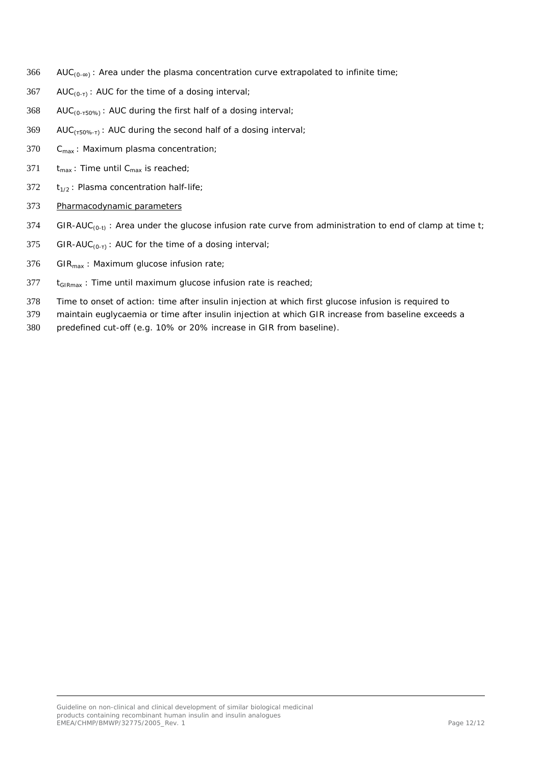$AUC_{(0-\infty)}$ : Area under the plasma concentration curve extrapolated to infinite time;

$AUC_{(0-\tau)}$ : AUC for the time of a dosing interval;

$AUC_{(0-\tau 50\%)}$ : AUC during the first half of a dosing interval;

$AUC_{(\tau 50\%-\tau)}$ : AUC during the second half of a dosing interval;

$C_{max}$ : Maximum plasma concentration;

$t_{max}$ : Time until $C_{max}$ is reached;

$t_{1/2}$ : Plasma concentration half-life;

Pharmacodynamic parameters

GIR-$AUC_{(0-t)}$ : Area under the glucose infusion rate curve from administration to end of clamp at time t;

GIR-$AUC_{(0-\tau)}$ : AUC for the time of a dosing interval;

$GIR_{max}$ : Maximum glucose infusion rate;

$t_{GIRmax}$ : Time until maximum glucose infusion rate is reached;

Time to onset of action: time after insulin injection at which first glucose infusion is required to maintain euglycaemia or time after insulin injection at which GIR increase from baseline exceeds a predefined cut-off (e.g. 10% or 20% increase in GIR from baseline).